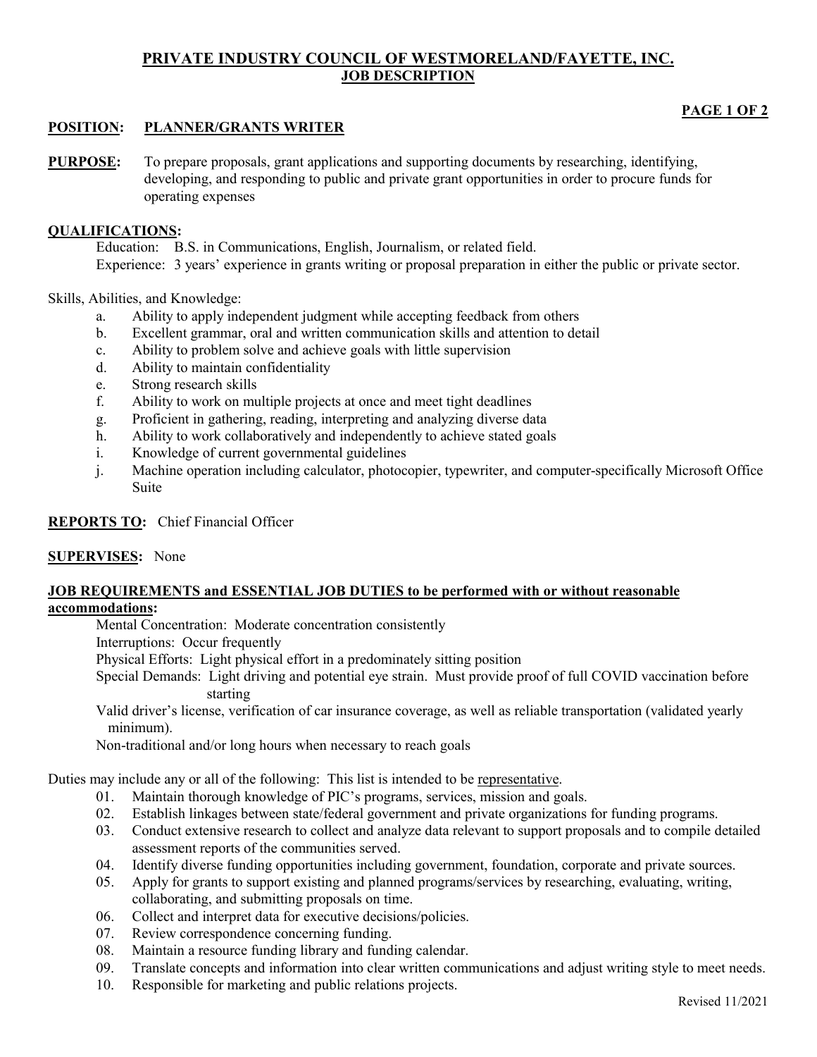# PRIVATE INDUSTRY COUNCIL OF WESTMORELAND/FAYETTE, INC.
## JOB DESCRIPTION

**POSITION: PLANNER/GRANTS WRITER**

**PURPOSE:** To prepare proposals, grant applications and supporting documents by researching, identifying, developing, and responding to public and private grant opportunities in order to procure funds for operating expenses

**QUALIFICATIONS:**

Education: B.S. in Communications, English, Journalism, or related field.

Experience: 3 years' experience in grants writing or proposal preparation in either the public or private sector.

Skills, Abilities, and Knowledge:

a. Ability to apply independent judgment while accepting feedback from others
b. Excellent grammar, oral and written communication skills and attention to detail
c. Ability to problem solve and achieve goals with little supervision
d. Ability to maintain confidentiality
e. Strong research skills
f. Ability to work on multiple projects at once and meet tight deadlines
g. Proficient in gathering, reading, interpreting and analyzing diverse data
h. Ability to work collaboratively and independently to achieve stated goals
i. Knowledge of current governmental guidelines
j. Machine operation including calculator, photocopier, typewriter, and computer-specifically Microsoft Office Suite

**REPORTS TO:** Chief Financial Officer

**SUPERVISES:** None

**JOB REQUIREMENTS and ESSENTIAL JOB DUTIES to be performed with or without reasonable accommodations:**

Mental Concentration: Moderate concentration consistently

Interruptions: Occur frequently

Physical Efforts: Light physical effort in a predominately sitting position

Special Demands: Light driving and potential eye strain. Must provide proof of full COVID vaccination before starting

Valid driver's license, verification of car insurance coverage, as well as reliable transportation (validated yearly minimum).

Non-traditional and/or long hours when necessary to reach goals

Duties may include any or all of the following: This list is intended to be representative.

01. Maintain thorough knowledge of PIC's programs, services, mission and goals.
02. Establish linkages between state/federal government and private organizations for funding programs.
03. Conduct extensive research to collect and analyze data relevant to support proposals and to compile detailed assessment reports of the communities served.
04. Identify diverse funding opportunities including government, foundation, corporate and private sources.
05. Apply for grants to support existing and planned programs/services by researching, evaluating, writing, collaborating, and submitting proposals on time.
06. Collect and interpret data for executive decisions/policies.
07. Review correspondence concerning funding.
08. Maintain a resource funding library and funding calendar.
09. Translate concepts and information into clear written communications and adjust writing style to meet needs.
10. Responsible for marketing and public relations projects.

Revised 11/2021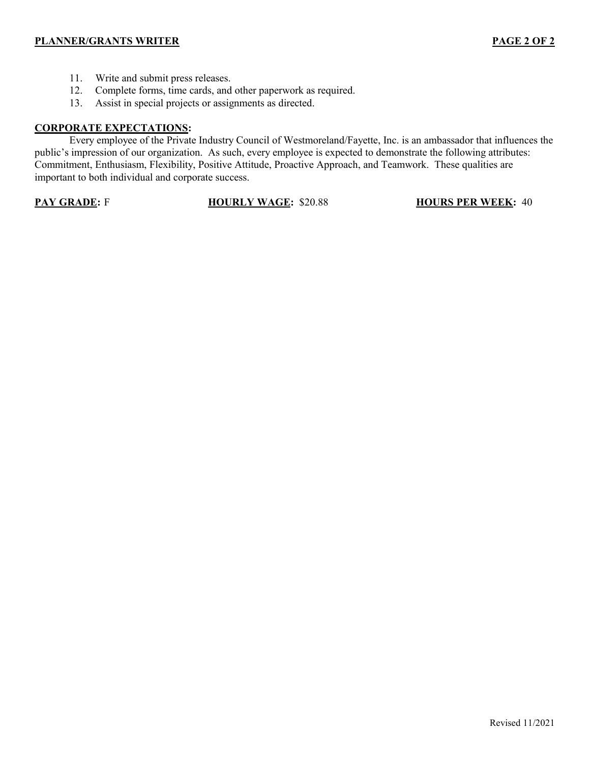11. Write and submit press releases.
12. Complete forms, time cards, and other paperwork as required.
13. Assist in special projects or assignments as directed.

**CORPORATE EXPECTATIONS:**

Every employee of the Private Industry Council of Westmoreland/Fayette, Inc. is an ambassador that influences the public's impression of our organization. As such, every employee is expected to demonstrate the following attributes: Commitment, Enthusiasm, Flexibility, Positive Attitude, Proactive Approach, and Teamwork. These qualities are important to both individual and corporate success.

**PAY GRADE:** F **HOURLY WAGE:** $20.88 **HOURS PER WEEK:** 40

Revised 11/2021